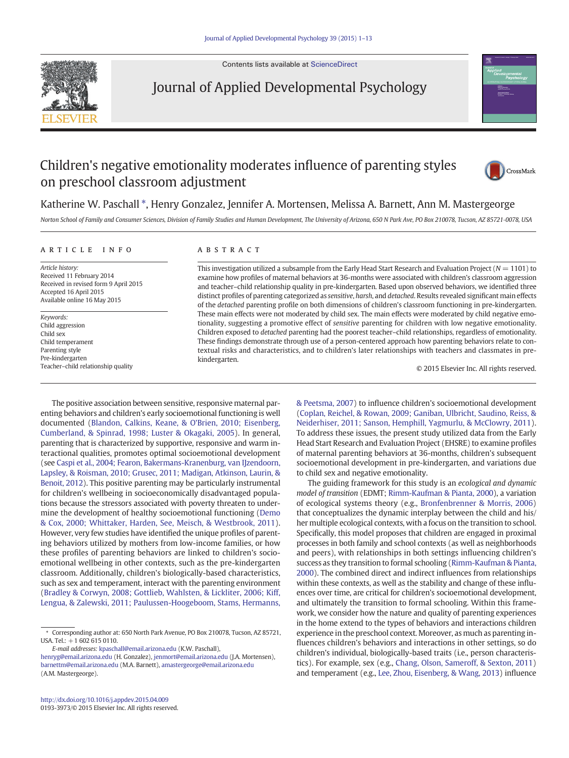# Children's negative emotionality moderates influence of parenting styles on preschool classroom adjustment

Katherine W. Paschall *, Henry Gonzalez, Jennifer A. Mortensen, Melissa A. Barnett, Ann M. Mastergeorge

*Norton School of Family and Consumer Sciences, Division of Family Studies and Human Development, The University of Arizona, 650 N Park Ave, PO Box 210078, Tucson, AZ 85721-0078, USA*

## ARTICLE INFO

*Article history:*
Received 11 February 2014
Received in revised form 9 April 2015
Accepted 16 April 2015
Available online 16 May 2015

*Keywords:*
Child aggression
Child sex
Child temperament
Parenting style
Pre-kindergarten
Teacher–child relationship quality

## ABSTRACT

This investigation utilized a subsample from the Early Head Start Research and Evaluation Project ($N = 1101$) to examine how profiles of maternal behaviors at 36-months were associated with children's classroom aggression and teacher–child relationship quality in pre-kindergarten. Based upon observed behaviors, we identified three distinct profiles of parenting categorized as *sensitive*, *harsh*, and *detached*. Results revealed significant main effects of the *detached* parenting profile on both dimensions of children's classroom functioning in pre-kindergarten. These main effects were not moderated by child sex. The main effects were moderated by child negative emotionality, suggesting a promotive effect of *sensitive* parenting for children with low negative emotionality. Children exposed to *detached* parenting had the poorest teacher–child relationships, regardless of emotionality. These findings demonstrate through use of a person-centered approach how parenting behaviors relate to contextual risks and characteristics, and to children's later relationships with teachers and classmates in pre-kindergarten.

© 2015 Elsevier Inc. All rights reserved.

The positive association between sensitive, responsive maternal parenting behaviors and children's early socioemotional functioning is well documented (Blandon, Calkins, Keane, & O'Brien, 2010; Eisenberg, Cumberland, & Spinrad, 1998; Luster & Okagaki, 2005). In general, parenting that is characterized by supportive, responsive and warm interactional qualities, promotes optimal socioemotional development (see Caspi et al., 2004; Fearon, Bakermans-Kranenburg, van IJzendoorn, Lapsley, & Roisman, 2010; Grusec, 2011; Madigan, Atkinson, Laurin, & Benoit, 2012). This positive parenting may be particularly instrumental for children's wellbeing in socioeconomically disadvantaged populations because the stressors associated with poverty threaten to undermine the development of healthy socioemotional functioning (Demo & Cox, 2000; Whittaker, Harden, See, Meisch, & Westbrook, 2011). However, very few studies have identified the unique profiles of parenting behaviors utilized by mothers from low-income families, or how these profiles of parenting behaviors are linked to children's socioemotional wellbeing in other contexts, such as the pre-kindergarten classroom. Additionally, children's biologically-based characteristics, such as sex and temperament, interact with the parenting environment (Bradley & Corwyn, 2008; Gottlieb, Wahlsten, & Lickliter, 2006; Kiff, Lengua, & Zalewski, 2011; Paulussen-Hoogeboom, Stams, Hermanns, & Peetsma, 2007) to influence children's socioemotional development (Coplan, Reichel, & Rowan, 2009; Ganiban, Ulbricht, Saudino, Reiss, & Neiderhiser, 2011; Sanson, Hemphill, Yagmurlu, & McClowry, 2011). To address these issues, the present study utilized data from the Early Head Start Research and Evaluation Project (EHSRE) to examine profiles of maternal parenting behaviors at 36-months, children's subsequent socioemotional development in pre-kindergarten, and variations due to child sex and negative emotionality.

The guiding framework for this study is an *ecological and dynamic model of transition* (EDMT; Rimm-Kaufman & Pianta, 2000), a variation of ecological systems theory (e.g., Bronfenbrenner & Morris, 2006) that conceptualizes the dynamic interplay between the child and his/her multiple ecological contexts, with a focus on the transition to school. Specifically, this model proposes that children are engaged in proximal processes in both family and school contexts (as well as neighborhoods and peers), with relationships in both settings influencing children's success as they transition to formal schooling (Rimm-Kaufman & Pianta, 2000). The combined direct and indirect influences from relationships within these contexts, as well as the stability and change of these influences over time, are critical for children's socioemotional development, and ultimately the transition to formal schooling. Within this framework, we consider how the nature and quality of parenting experiences in the home extend to the types of behaviors and interactions children experience in the preschool context. Moreover, as much as parenting influences children's behaviors and interactions in other settings, so do children's individual, biologically-based traits (i.e., person characteristics). For example, sex (e.g., Chang, Olson, Sameroff, & Sexton, 2011) and temperament (e.g., Lee, Zhou, Eisenberg, & Wang, 2013) influence

* Corresponding author at: 650 North Park Avenue, PO Box 210078, Tucson, AZ 85721, USA. Tel.: +1 602 615 0110.
*E-mail addresses:* kpaschall@email.arizona.edu (K.W. Paschall), henryg@email.arizona.edu (H. Gonzalez), jenmort@email.arizona.edu (J.A. Mortensen), barnettm@email.arizona.edu (M.A. Barnett), amastergeorge@email.arizona.edu (A.M. Mastergeorge).

http://dx.doi.org/10.1016/j.appdev.2015.04.009
0193-3973/© 2015 Elsevier Inc. All rights reserved.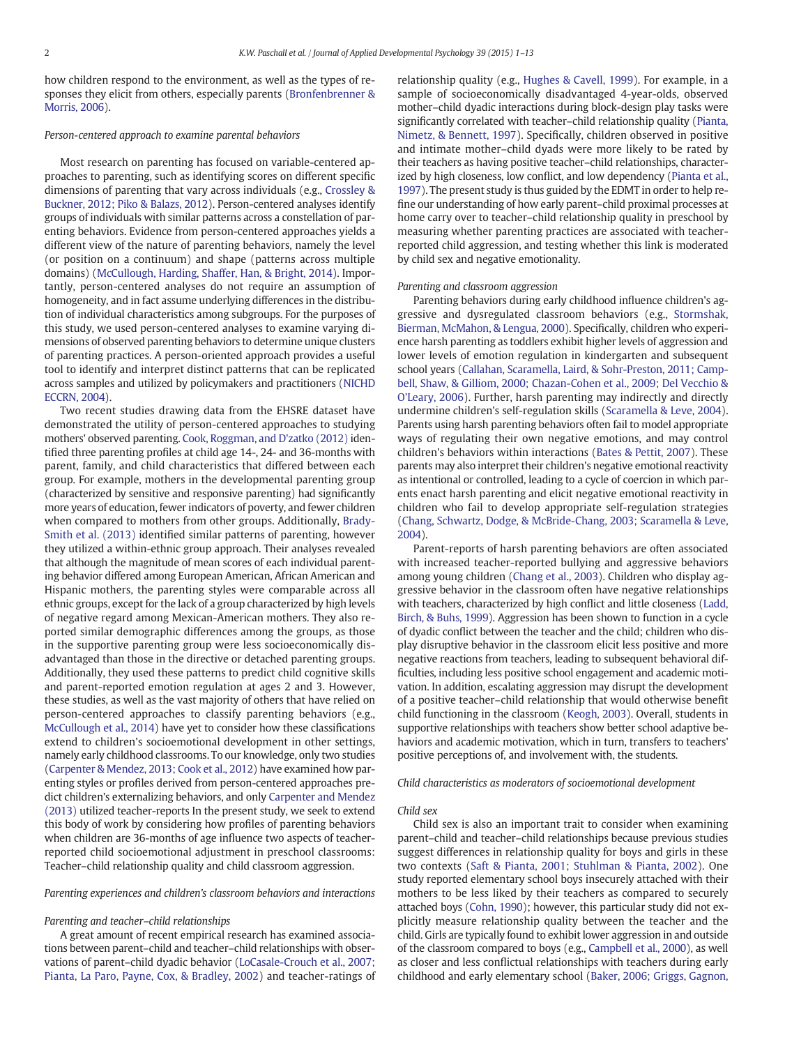how children respond to the environment, as well as the types of responses they elicit from others, especially parents (Bronfenbrenner & Morris, 2006).

### Person-centered approach to examine parental behaviors

Most research on parenting has focused on variable-centered approaches to parenting, such as identifying scores on different specific dimensions of parenting that vary across individuals (e.g., Crossley & Buckner, 2012; Piko & Balazs, 2012). Person-centered analyses identify groups of individuals with similar patterns across a constellation of parenting behaviors. Evidence from person-centered approaches yields a different view of the nature of parenting behaviors, namely the level (or position on a continuum) and shape (patterns across multiple domains) (McCullough, Harding, Shaffer, Han, & Bright, 2014). Importantly, person-centered analyses do not require an assumption of homogeneity, and in fact assume underlying differences in the distribution of individual characteristics among subgroups. For the purposes of this study, we used person-centered analyses to examine varying dimensions of observed parenting behaviors to determine unique clusters of parenting practices. A person-oriented approach provides a useful tool to identify and interpret distinct patterns that can be replicated across samples and utilized by policymakers and practitioners (NICHD ECCRN, 2004).

Two recent studies drawing data from the EHSRE dataset have demonstrated the utility of person-centered approaches to studying mothers' observed parenting. Cook, Roggman, and D'zatko (2012) identified three parenting profiles at child age 14-, 24- and 36-months with parent, family, and child characteristics that differed between each group. For example, mothers in the developmental parenting group (characterized by sensitive and responsive parenting) had significantly more years of education, fewer indicators of poverty, and fewer children when compared to mothers from other groups. Additionally, Brady-Smith et al. (2013) identified similar patterns of parenting, however they utilized a within-ethnic group approach. Their analyses revealed that although the magnitude of mean scores of each individual parenting behavior differed among European American, African American and Hispanic mothers, the parenting styles were comparable across all ethnic groups, except for the lack of a group characterized by high levels of negative regard among Mexican-American mothers. They also reported similar demographic differences among the groups, as those in the supportive parenting group were less socioeconomically disadvantaged than those in the directive or detached parenting groups. Additionally, they used these patterns to predict child cognitive skills and parent-reported emotion regulation at ages 2 and 3. However, these studies, as well as the vast majority of others that have relied on person-centered approaches to classify parenting behaviors (e.g., McCullough et al., 2014) have yet to consider how these classifications extend to children's socioemotional development in other settings, namely early childhood classrooms. To our knowledge, only two studies (Carpenter & Mendez, 2013; Cook et al., 2012) have examined how parenting styles or profiles derived from person-centered approaches predict children's externalizing behaviors, and only Carpenter and Mendez (2013) utilized teacher-reports In the present study, we seek to extend this body of work by considering how profiles of parenting behaviors when children are 36-months of age influence two aspects of teacher-reported child socioemotional adjustment in preschool classrooms: Teacher–child relationship quality and child classroom aggression.

### Parenting experiences and children's classroom behaviors and interactions

#### Parenting and teacher–child relationships

A great amount of recent empirical research has examined associations between parent–child and teacher–child relationships with observations of parent–child dyadic behavior (LoCasale-Crouch et al., 2007; Pianta, La Paro, Payne, Cox, & Bradley, 2002) and teacher-ratings of relationship quality (e.g., Hughes & Cavell, 1999). For example, in a sample of socioeconomically disadvantaged 4-year-olds, observed mother–child dyadic interactions during block-design play tasks were significantly correlated with teacher–child relationship quality (Pianta, Nimetz, & Bennett, 1997). Specifically, children observed in positive and intimate mother–child dyads were more likely to be rated by their teachers as having positive teacher–child relationships, characterized by high closeness, low conflict, and low dependency (Pianta et al., 1997). The present study is thus guided by the EDMT in order to help refine our understanding of how early parent–child proximal processes at home carry over to teacher–child relationship quality in preschool by measuring whether parenting practices are associated with teacher-reported child aggression, and testing whether this link is moderated by child sex and negative emotionality.

#### Parenting and classroom aggression

Parenting behaviors during early childhood influence children's aggressive and dysregulated classroom behaviors (e.g., Stormshak, Bierman, McMahon, & Lengua, 2000). Specifically, children who experience harsh parenting as toddlers exhibit higher levels of aggression and lower levels of emotion regulation in kindergarten and subsequent school years (Callahan, Scaramella, Laird, & Sohr-Preston, 2011; Campbell, Shaw, & Gilliom, 2000; Chazan-Cohen et al., 2009; Del Vecchio & O'Leary, 2006). Further, harsh parenting may indirectly and directly undermine children's self-regulation skills (Scaramella & Leve, 2004). Parents using harsh parenting behaviors often fail to model appropriate ways of regulating their own negative emotions, and may control children's behaviors within interactions (Bates & Pettit, 2007). These parents may also interpret their children's negative emotional reactivity as intentional or controlled, leading to a cycle of coercion in which parents enact harsh parenting and elicit negative emotional reactivity in children who fail to develop appropriate self-regulation strategies (Chang, Schwartz, Dodge, & McBride-Chang, 2003; Scaramella & Leve, 2004).

Parent-reports of harsh parenting behaviors are often associated with increased teacher-reported bullying and aggressive behaviors among young children (Chang et al., 2003). Children who display aggressive behavior in the classroom often have negative relationships with teachers, characterized by high conflict and little closeness (Ladd, Birch, & Buhs, 1999). Aggression has been shown to function in a cycle of dyadic conflict between the teacher and the child; children who display disruptive behavior in the classroom elicit less positive and more negative reactions from teachers, leading to subsequent behavioral difficulties, including less positive school engagement and academic motivation. In addition, escalating aggression may disrupt the development of a positive teacher–child relationship that would otherwise benefit child functioning in the classroom (Keogh, 2003). Overall, students in supportive relationships with teachers show better school adaptive behaviors and academic motivation, which in turn, transfers to teachers' positive perceptions of, and involvement with, the students.

### Child characteristics as moderators of socioemotional development

#### Child sex

Child sex is also an important trait to consider when examining parent–child and teacher–child relationships because previous studies suggest differences in relationship quality for boys and girls in these two contexts (Saft & Pianta, 2001; Stuhlman & Pianta, 2002). One study reported elementary school boys insecurely attached with their mothers to be less liked by their teachers as compared to securely attached boys (Cohn, 1990); however, this particular study did not explicitly measure relationship quality between the teacher and the child. Girls are typically found to exhibit lower aggression in and outside of the classroom compared to boys (e.g., Campbell et al., 2000), as well as closer and less conflictual relationships with teachers during early childhood and early elementary school (Baker, 2006; Griggs, Gagnon,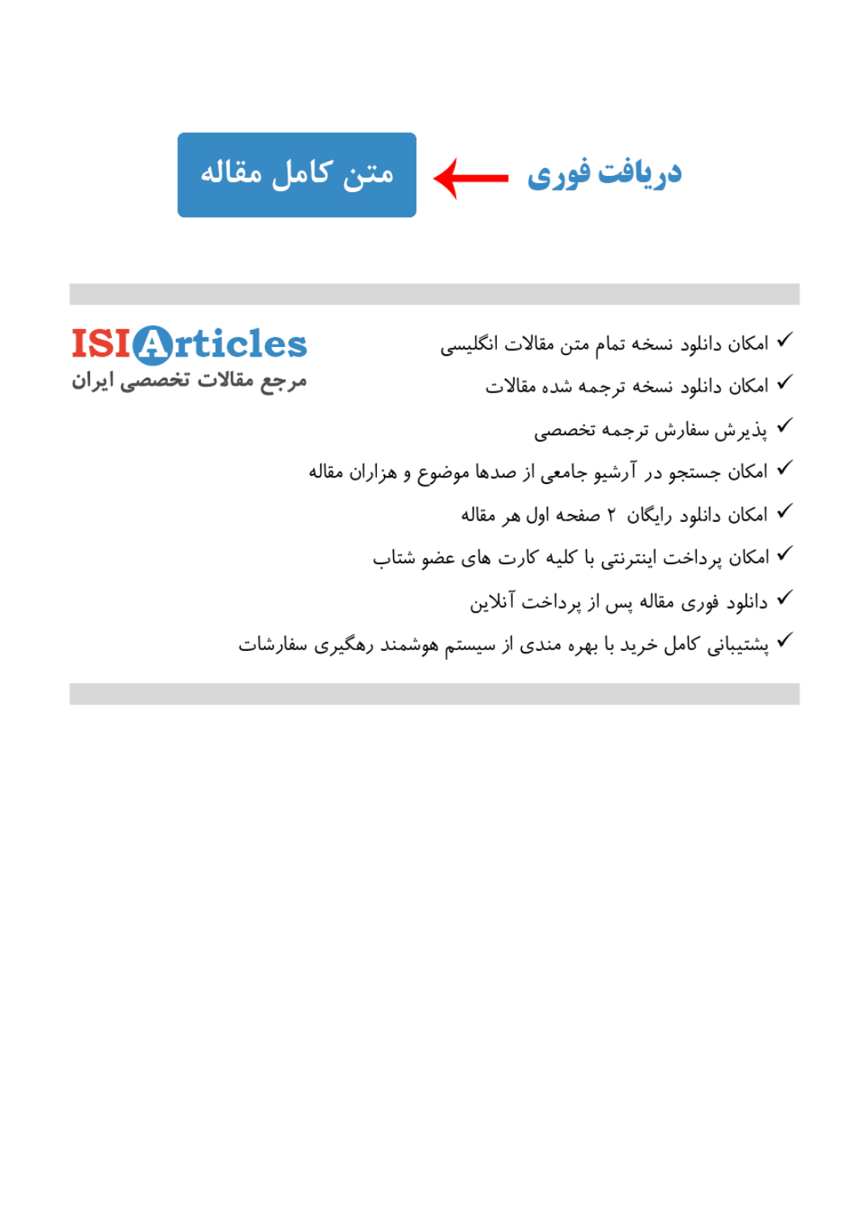دریافت فوری ← متن کامل مقاله

**ISIArticles**
مرجع مقالات تخصصی ایران

- ✓ امکان دانلود نسخه تمام متن مقالات انگلیسی
- ✓ امکان دانلود نسخه ترجمه شده مقالات
- ✓ پذیرش سفارش ترجمه تخصصی
- ✓ امکان جستجو در آرشیو جامعی از صدها موضوع و هزاران مقاله
- ✓ امکان دانلود رایگان ۲ صفحه اول هر مقاله
- ✓ امکان پرداخت اینترنتی با کلیه کارت های عضو شتاب
- ✓ دانلود فوری مقاله پس از پرداخت آنلاین
- ✓ پشتیبانی کامل خرید با بهره مندی از سیستم هوشمند رهگیری سفارشات